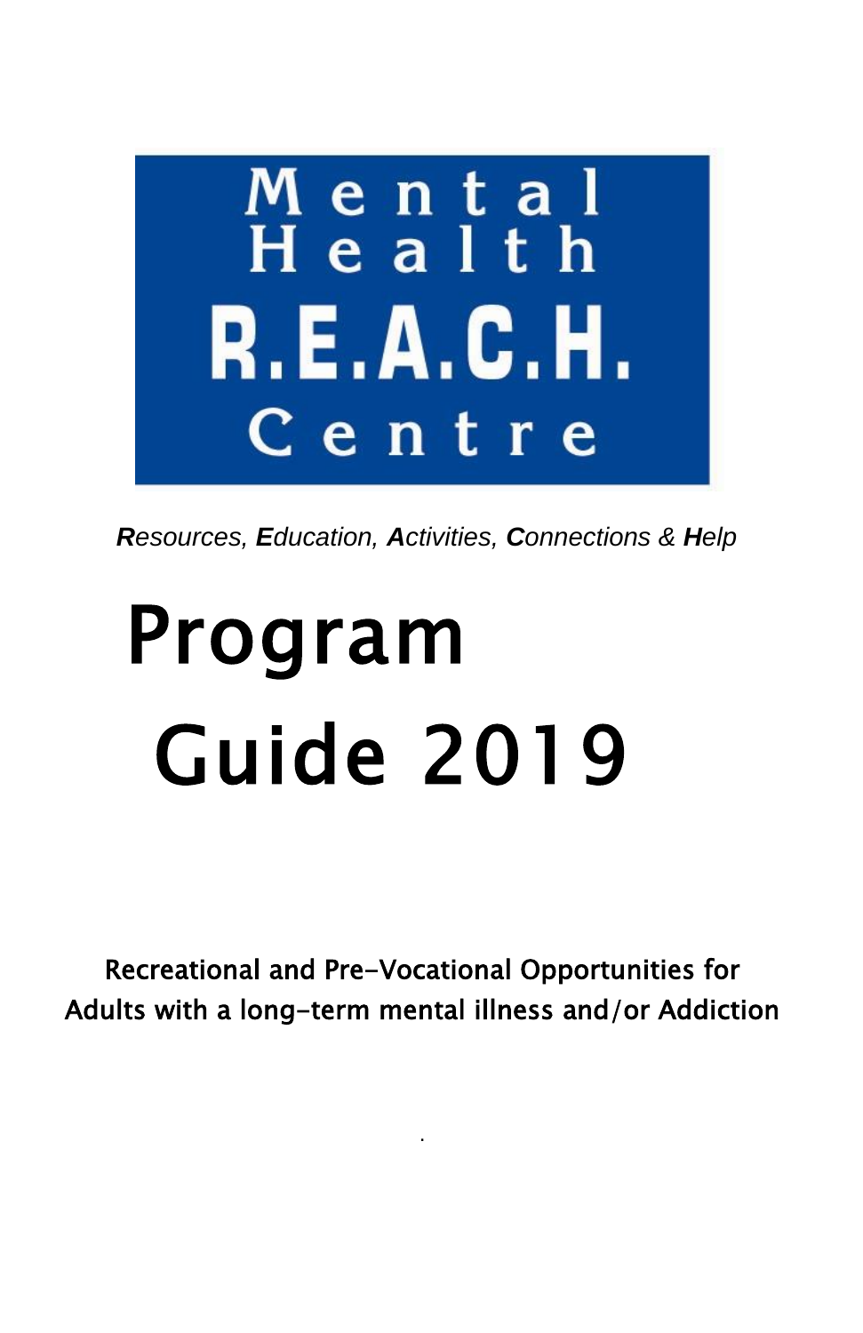# Mental Health R.E.A.C.H. Centre

***R**esources, **E**ducation, **A**ctivities, **C**onnections & **H**elp*

# Program Guide 2019

Recreational and Pre-Vocational Opportunities for Adults with a long-term mental illness and/or Addiction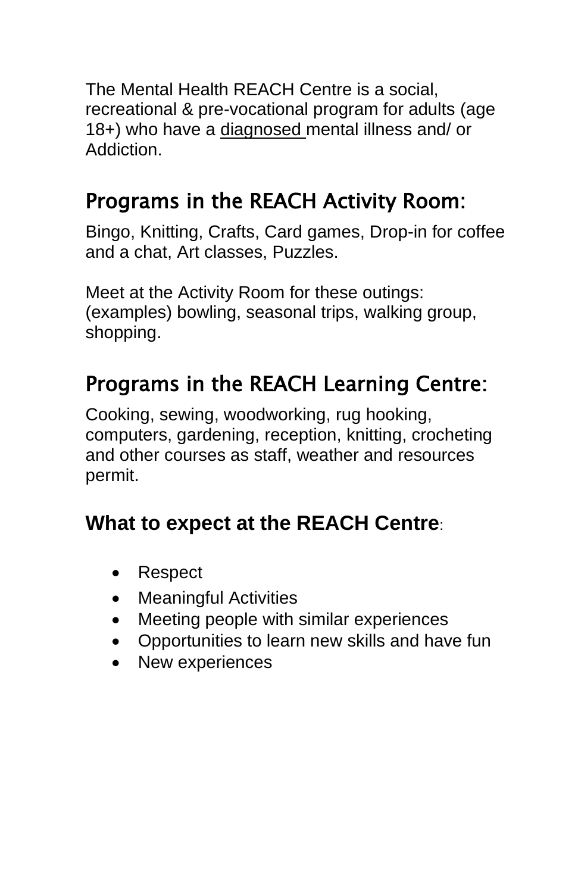The Mental Health REACH Centre is a social, recreational & pre-vocational program for adults (age 18+) who have a diagnosed mental illness and/ or Addiction.

## Programs in the REACH Activity Room:

Bingo, Knitting, Crafts, Card games, Drop-in for coffee and a chat, Art classes, Puzzles.

Meet at the Activity Room for these outings: (examples) bowling, seasonal trips, walking group, shopping.

## Programs in the REACH Learning Centre:

Cooking, sewing, woodworking, rug hooking, computers, gardening, reception, knitting, crocheting and other courses as staff, weather and resources permit.

### What to expect at the REACH Centre:

- Respect
- Meaningful Activities
- Meeting people with similar experiences
- Opportunities to learn new skills and have fun
- New experiences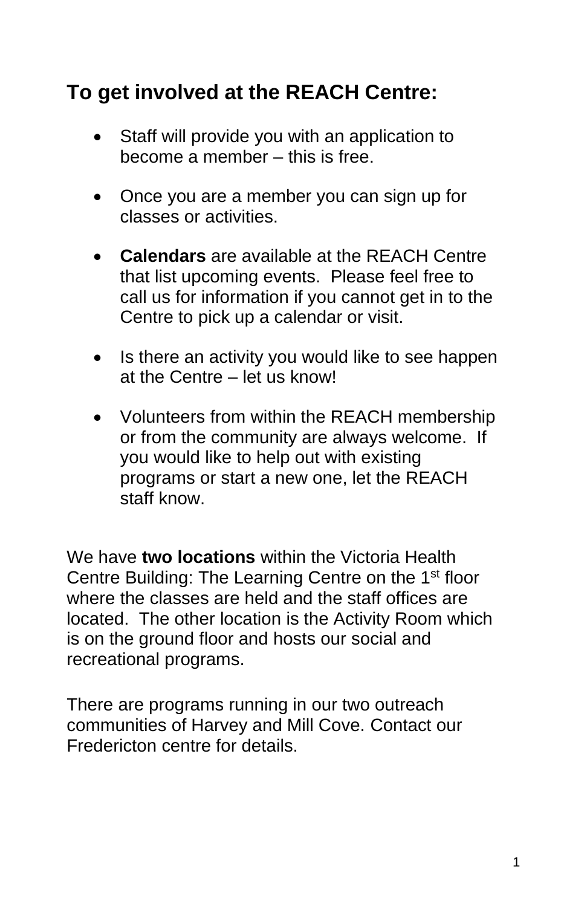## To get involved at the REACH Centre:

- Staff will provide you with an application to become a member – this is free.
- Once you are a member you can sign up for classes or activities.
- **Calendars** are available at the REACH Centre that list upcoming events. Please feel free to call us for information if you cannot get in to the Centre to pick up a calendar or visit.
- Is there an activity you would like to see happen at the Centre – let us know!
- Volunteers from within the REACH membership or from the community are always welcome. If you would like to help out with existing programs or start a new one, let the REACH staff know.

We have **two locations** within the Victoria Health Centre Building: The Learning Centre on the 1st floor where the classes are held and the staff offices are located. The other location is the Activity Room which is on the ground floor and hosts our social and recreational programs.

There are programs running in our two outreach communities of Harvey and Mill Cove. Contact our Fredericton centre for details.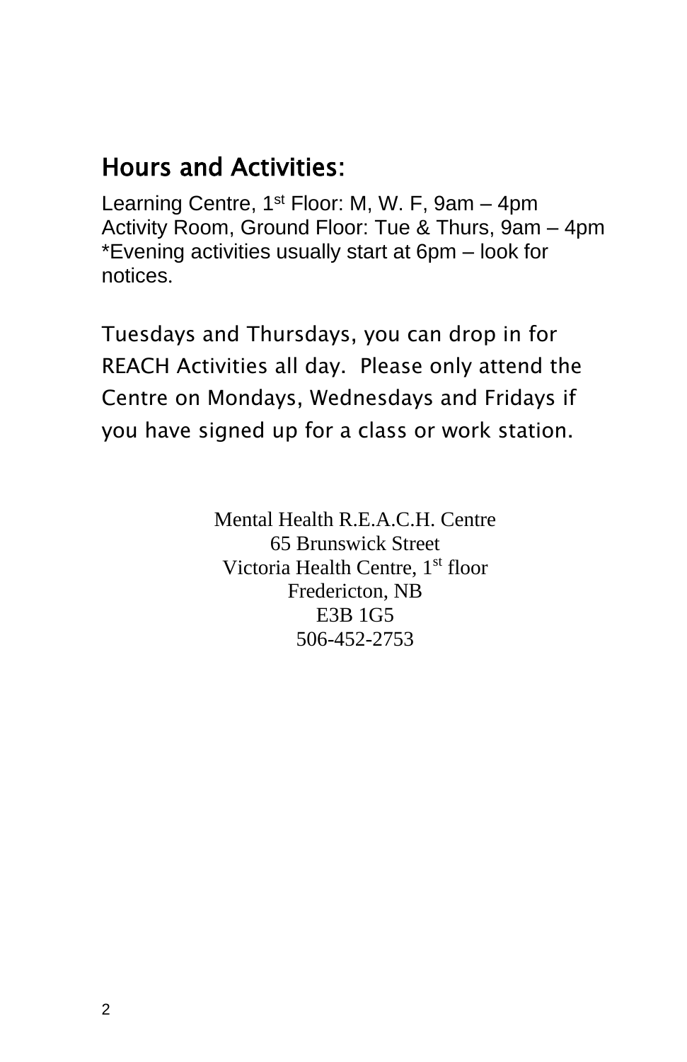## Hours and Activities:

Learning Centre, 1st Floor: M, W. F, 9am – 4pm
Activity Room, Ground Floor: Tue & Thurs, 9am – 4pm
*Evening activities usually start at 6pm – look for notices.

Tuesdays and Thursdays, you can drop in for REACH Activities all day. Please only attend the Centre on Mondays, Wednesdays and Fridays if you have signed up for a class or work station.

Mental Health R.E.A.C.H. Centre
65 Brunswick Street
Victoria Health Centre, 1st floor
Fredericton, NB
E3B 1G5
506-452-2753